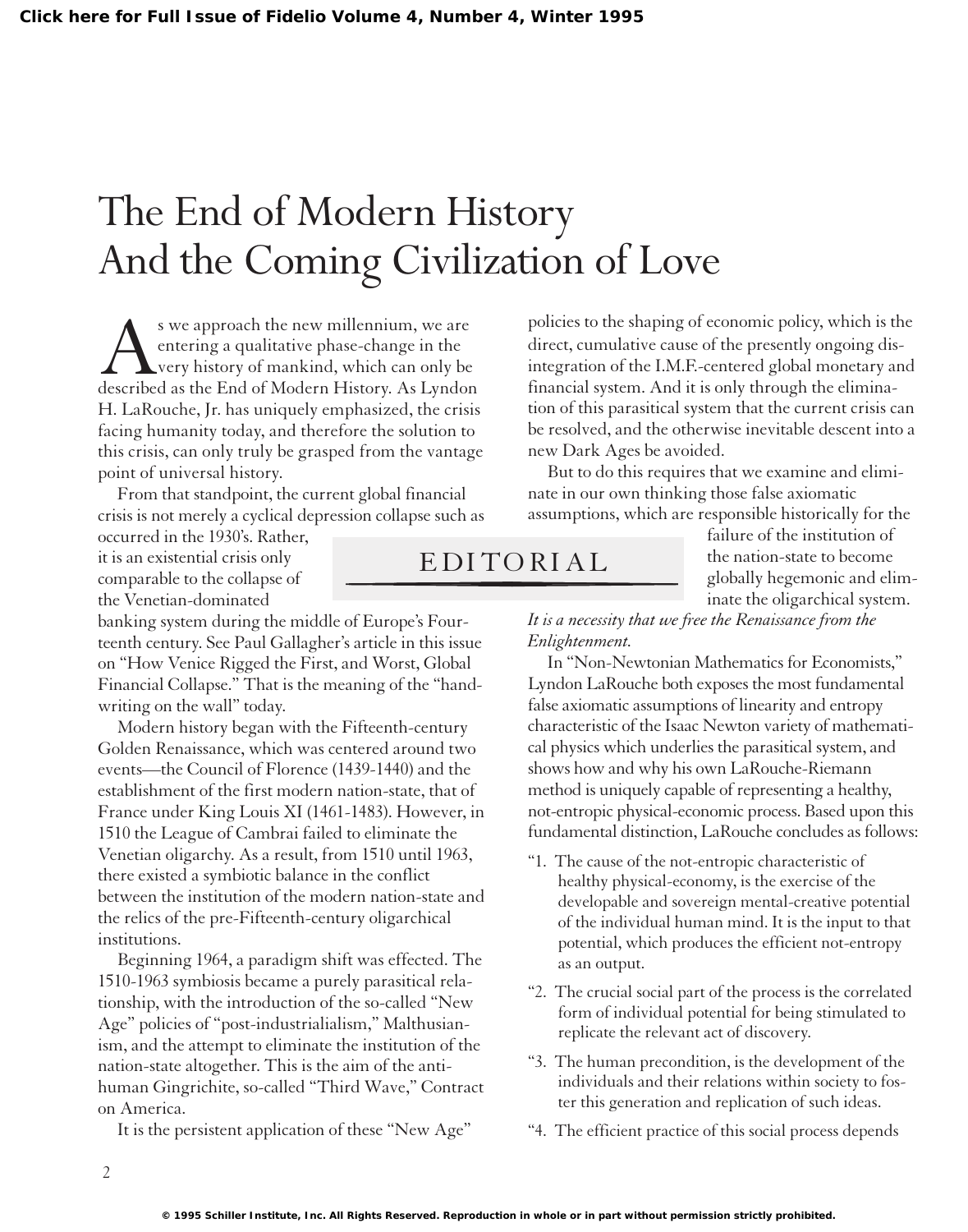# The End of Modern History And the Coming Civilization of Love

## EDITORIAL

As we approach the new millennium, we are entering a qualitative phase-change in the very history of mankind, which can only be described as the End of Modern History. As Lyndon H. LaRouche, Jr. has uniquely emphasized, the crisis facing humanity today, and therefore the solution to this crisis, can only truly be grasped from the vantage point of universal history.

From that standpoint, the current global financial crisis is not merely a cyclical depression collapse such as occurred in the 1930's. Rather, it is an existential crisis only comparable to the collapse of the Venetian-dominated banking system during the middle of Europe's Fourteenth century. See Paul Gallagher's article in this issue on "How Venice Rigged the First, and Worst, Global Financial Collapse." That is the meaning of the "handwriting on the wall" today.

Modern history began with the Fifteenth-century Golden Renaissance, which was centered around two events—the Council of Florence (1439-1440) and the establishment of the first modern nation-state, that of France under King Louis XI (1461-1483). However, in 1510 the League of Cambrai failed to eliminate the Venetian oligarchy. As a result, from 1510 until 1963, there existed a symbiotic balance in the conflict between the institution of the modern nation-state and the relics of the pre-Fifteenth-century oligarchical institutions.

Beginning 1964, a paradigm shift was effected. The 1510-1963 symbiosis became a purely parasitical relationship, with the introduction of the so-called "New Age" policies of "post-industrialialism," Malthusianism, and the attempt to eliminate the institution of the nation-state altogether. This is the aim of the anti-human Gingrichite, so-called "Third Wave," Contract on America.

It is the persistent application of these "New Age" policies to the shaping of economic policy, which is the direct, cumulative cause of the presently ongoing disintegration of the I.M.F.-centered global monetary and financial system. And it is only through the elimination of this parasitical system that the current crisis can be resolved, and the otherwise inevitable descent into a new Dark Ages be avoided.

But to do this requires that we examine and eliminate in our own thinking those false axiomatic assumptions, which are responsible historically for the failure of the institution of the nation-state to become globally hegemonic and eliminate the oligarchical system. *It is a necessity that we free the Renaissance from the Enlightenment.*

In "Non-Newtonian Mathematics for Economists," Lyndon LaRouche both exposes the most fundamental false axiomatic assumptions of linearity and entropy characteristic of the Isaac Newton variety of mathematical physics which underlies the parasitical system, and shows how and why his own LaRouche-Riemann method is uniquely capable of representing a healthy, not-entropic physical-economic process. Based upon this fundamental distinction, LaRouche concludes as follows:

"1. The cause of the not-entropic characteristic of healthy physical-economy, is the exercise of the developable and sovereign mental-creative potential of the individual human mind. It is the input to that potential, which produces the efficient not-entropy as an output.

"2. The crucial social part of the process is the correlated form of individual potential for being stimulated to replicate the relevant act of discovery.

"3. The human precondition, is the development of the individuals and their relations within society to foster this generation and replication of such ideas.

"4. The efficient practice of this social process depends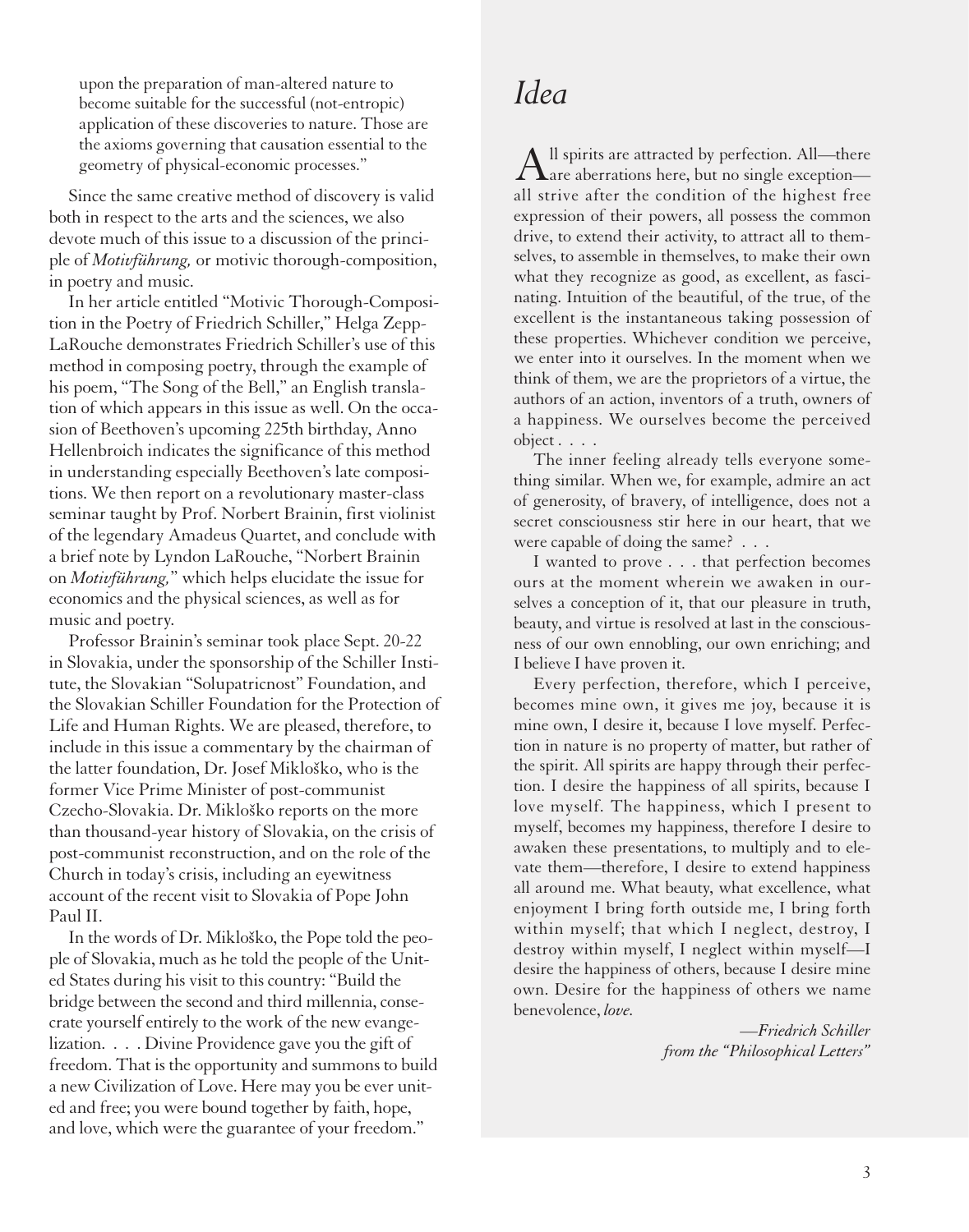upon the preparation of man-altered nature to become suitable for the successful (not-entropic) application of these discoveries to nature. Those are the axioms governing that causation essential to the geometry of physical-economic processes."

Since the same creative method of discovery is valid both in respect to the arts and the sciences, we also devote much of this issue to a discussion of the principle of *Motivführung,* or motivic thorough-composition, in poetry and music.

In her article entitled "Motivic Thorough-Composition in the Poetry of Friedrich Schiller," Helga Zepp-LaRouche demonstrates Friedrich Schiller's use of this method in composing poetry, through the example of his poem, "The Song of the Bell," an English translation of which appears in this issue as well. On the occasion of Beethoven's upcoming 225th birthday, Anno Hellenbroich indicates the significance of this method in understanding especially Beethoven's late compositions. We then report on a revolutionary master-class seminar taught by Prof. Norbert Brainin, first violinist of the legendary Amadeus Quartet, and conclude with a brief note by Lyndon LaRouche, "Norbert Brainin on *Motivführung,*" which helps elucidate the issue for economics and the physical sciences, as well as for music and poetry.

Professor Brainin's seminar took place Sept. 20-22 in Slovakia, under the sponsorship of the Schiller Institute, the Slovakian "Solupatricnost" Foundation, and the Slovakian Schiller Foundation for the Protection of Life and Human Rights. We are pleased, therefore, to include in this issue a commentary by the chairman of the latter foundation, Dr. Josef Mikloško, who is the former Vice Prime Minister of post-communist Czecho-Slovakia. Dr. Mikloško reports on the more than thousand-year history of Slovakia, on the crisis of post-communist reconstruction, and on the role of the Church in today's crisis, including an eyewitness account of the recent visit to Slovakia of Pope John Paul II.

In the words of Dr. Mikloško, the Pope told the people of Slovakia, much as he told the people of the United States during his visit to this country: "Build the bridge between the second and third millennia, consecrate yourself entirely to the work of the new evangelization. . . . Divine Providence gave you the gift of freedom. That is the opportunity and summons to build a new Civilization of Love. Here may you be ever united and free; you were bound together by faith, hope, and love, which were the guarantee of your freedom."

# *Idea*

All spirits are attracted by perfection. All—there are aberrations here, but no single exception—all strive after the condition of the highest free expression of their powers, all possess the common drive, to extend their activity, to attract all to themselves, to assemble in themselves, to make their own what they recognize as good, as excellent, as fascinating. Intuition of the beautiful, of the true, of the excellent is the instantaneous taking possession of these properties. Whichever condition we perceive, we enter into it ourselves. In the moment when we think of them, we are the proprietors of a virtue, the authors of an action, inventors of a truth, owners of a happiness. We ourselves become the perceived object . . . .

The inner feeling already tells everyone something similar. When we, for example, admire an act of generosity, of bravery, of intelligence, does not a secret consciousness stir here in our heart, that we were capable of doing the same? . . .

I wanted to prove . . . that perfection becomes ours at the moment wherein we awaken in ourselves a conception of it, that our pleasure in truth, beauty, and virtue is resolved at last in the consciousness of our own ennobling, our own enriching; and I believe I have proven it.

Every perfection, therefore, which I perceive, becomes mine own, it gives me joy, because it is mine own, I desire it, because I love myself. Perfection in nature is no property of matter, but rather of the spirit. All spirits are happy through their perfection. I desire the happiness of all spirits, because I love myself. The happiness, which I present to myself, becomes my happiness, therefore I desire to awaken these presentations, to multiply and to elevate them—therefore, I desire to extend happiness all around me. What beauty, what excellence, what enjoyment I bring forth outside me, I bring forth within myself; that which I neglect, destroy, I destroy within myself, I neglect within myself—I desire the happiness of others, because I desire mine own. Desire for the happiness of others we name benevolence, *love.*

*—Friedrich Schiller*
*from the "Philosophical Letters"*